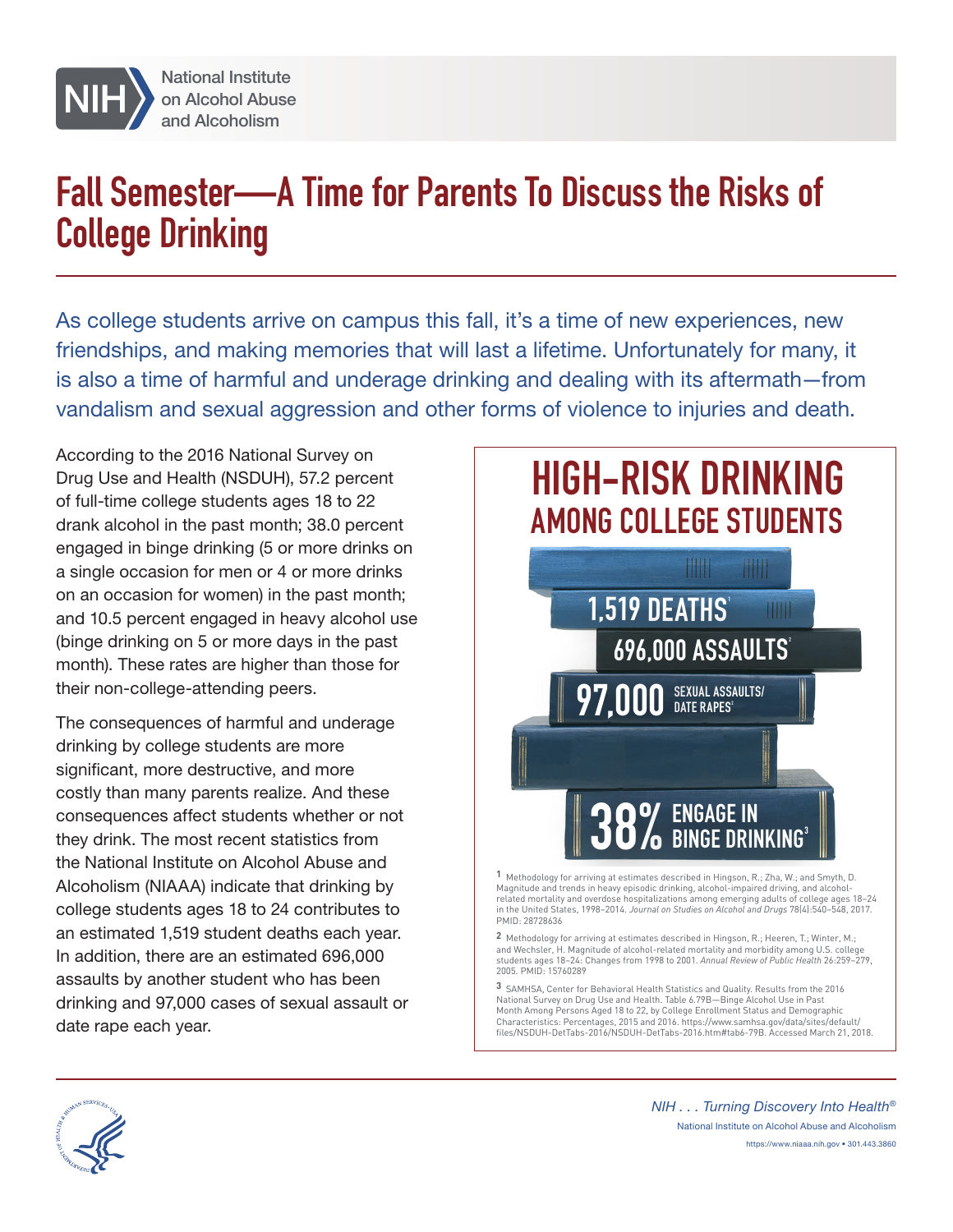National Institute on Alcohol Abuse and Alcoholism

# Fall Semester—A Time for Parents To Discuss the Risks of College Drinking

As college students arrive on campus this fall, it's a time of new experiences, new friendships, and making memories that will last a lifetime. Unfortunately for many, it is also a time of harmful and underage drinking and dealing with its aftermath—from vandalism and sexual aggression and other forms of violence to injuries and death.

According to the 2016 National Survey on Drug Use and Health (NSDUH), 57.2 percent of full-time college students ages 18 to 22 drank alcohol in the past month; 38.0 percent engaged in binge drinking (5 or more drinks on a single occasion for men or 4 or more drinks on an occasion for women) in the past month; and 10.5 percent engaged in heavy alcohol use (binge drinking on 5 or more days in the past month). These rates are higher than those for their non-college-attending peers.

The consequences of harmful and underage drinking by college students are more significant, more destructive, and more costly than many parents realize. And these consequences affect students whether or not they drink. The most recent statistics from the National Institute on Alcohol Abuse and Alcoholism (NIAAA) indicate that drinking by college students ages 18 to 24 contributes to an estimated 1,519 student deaths each year. In addition, there are an estimated 696,000 assaults by another student who has been drinking and 97,000 cases of sexual assault or date rape each year.

## HIGH-RISK DRINKING AMONG COLLEGE STUDENTS

- 1,519 DEATHS[1]
- 696,000 ASSAULTS[2]
- 97,000 SEXUAL ASSAULTS/DATE RAPES[2]
- 38% ENGAGE IN BINGE DRINKING[3]

1 Methodology for arriving at estimates described in Hingson, R.; Zha, W.; and Smyth, D. Magnitude and trends in heavy episodic drinking, alcohol-impaired driving, and alcohol-related mortality and overdose hospitalizations among emerging adults of college ages 18–24 in the United States, 1998–2014. *Journal on Studies on Alcohol and Drugs* 78(4):540–548, 2017. PMID: 28728636

2 Methodology for arriving at estimates described in Hingson, R.; Heeren, T.; Winter, M.; and Wechsler, H. Magnitude of alcohol-related mortality and morbidity among U.S. college students ages 18–24: Changes from 1998 to 2001. *Annual Review of Public Health* 26:259–279, 2005. PMID: 15760289

3 SAMHSA, Center for Behavioral Health Statistics and Quality. Results from the 2016 National Survey on Drug Use and Health. Table 6.79B—Binge Alcohol Use in Past Month Among Persons Aged 18 to 22, by College Enrollment Status and Demographic Characteristics: Percentages, 2015 and 2016. https://www.samhsa.gov/data/sites/default/files/NSDUH-DetTabs-2016/NSDUH-DetTabs-2016.htm#tab6-79B. Accessed March 21, 2018.

*NIH . . . Turning Discovery Into Health®*

National Institute on Alcohol Abuse and Alcoholism

https://www.niaaa.nih.gov • 301.443.3860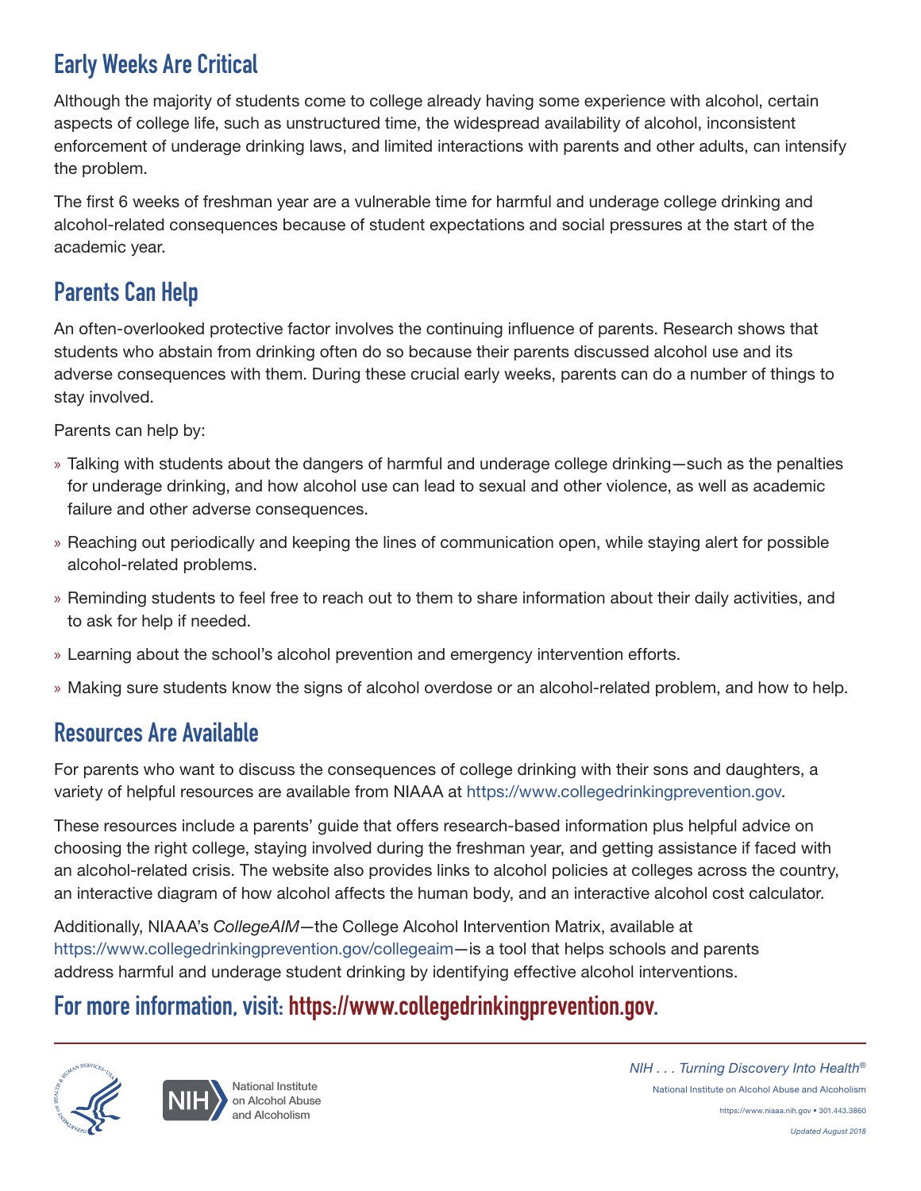## Early Weeks Are Critical

Although the majority of students come to college already having some experience with alcohol, certain aspects of college life, such as unstructured time, the widespread availability of alcohol, inconsistent enforcement of underage drinking laws, and limited interactions with parents and other adults, can intensify the problem.

The first 6 weeks of freshman year are a vulnerable time for harmful and underage college drinking and alcohol-related consequences because of student expectations and social pressures at the start of the academic year.

## Parents Can Help

An often-overlooked protective factor involves the continuing influence of parents. Research shows that students who abstain from drinking often do so because their parents discussed alcohol use and its adverse consequences with them. During these crucial early weeks, parents can do a number of things to stay involved.

Parents can help by:

- Talking with students about the dangers of harmful and underage college drinking—such as the penalties for underage drinking, and how alcohol use can lead to sexual and other violence, as well as academic failure and other adverse consequences.
- Reaching out periodically and keeping the lines of communication open, while staying alert for possible alcohol-related problems.
- Reminding students to feel free to reach out to them to share information about their daily activities, and to ask for help if needed.
- Learning about the school's alcohol prevention and emergency intervention efforts.
- Making sure students know the signs of alcohol overdose or an alcohol-related problem, and how to help.

## Resources Are Available

For parents who want to discuss the consequences of college drinking with their sons and daughters, a variety of helpful resources are available from NIAAA at https://www.collegedrinkingprevention.gov.

These resources include a parents' guide that offers research-based information plus helpful advice on choosing the right college, staying involved during the freshman year, and getting assistance if faced with an alcohol-related crisis. The website also provides links to alcohol policies at colleges across the country, an interactive diagram of how alcohol affects the human body, and an interactive alcohol cost calculator.

Additionally, NIAAA's *CollegeAIM*—the College Alcohol Intervention Matrix, available at https://www.collegedrinkingprevention.gov/collegeaim—is a tool that helps schools and parents address harmful and underage student drinking by identifying effective alcohol interventions.

## For more information, visit: https://www.collegedrinkingprevention.gov.

National Institute on Alcohol Abuse and Alcoholism

*NIH . . . Turning Discovery Into Health®*

National Institute on Alcohol Abuse and Alcoholism

https://www.niaaa.nih.gov • 301.443.3860

*Updated August 2018*